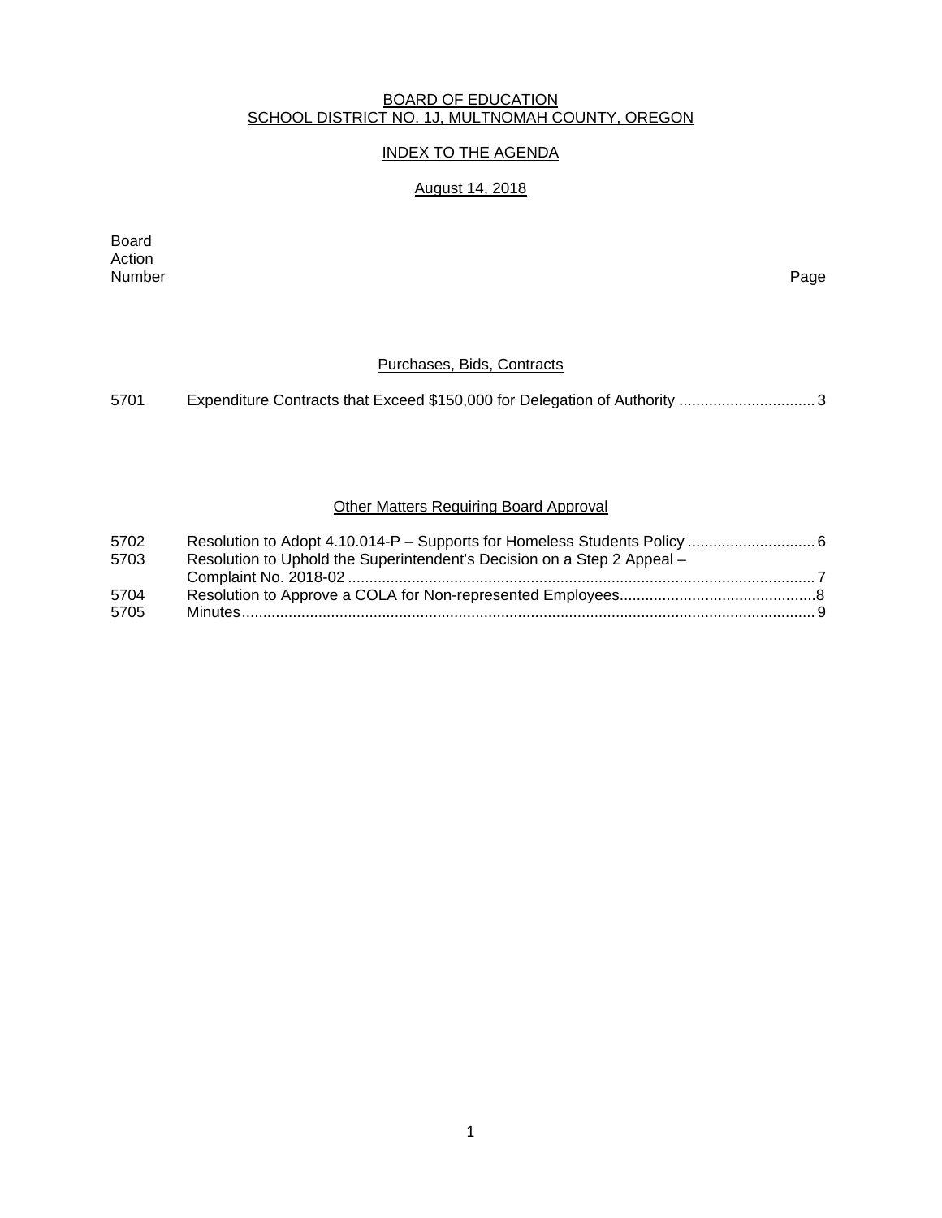BOARD OF EDUCATION
SCHOOL DISTRICT NO. 1J, MULTNOMAH COUNTY, OREGON

INDEX TO THE AGENDA

August 14, 2018

| Board Action Number | | Page |
|---|---|---|
| | **Purchases, Bids, Contracts** | |
| 5701 | Expenditure Contracts that Exceed $150,000 for Delegation of Authority | 3 |
| | **Other Matters Requiring Board Approval** | |
| 5702 | Resolution to Adopt 4.10.014-P – Supports for Homeless Students Policy | 6 |
| 5703 | Resolution to Uphold the Superintendent's Decision on a Step 2 Appeal – Complaint No. 2018-02 | 7 |
| 5704 | Resolution to Approve a COLA for Non-represented Employees | 8 |
| 5705 | Minutes | 9 |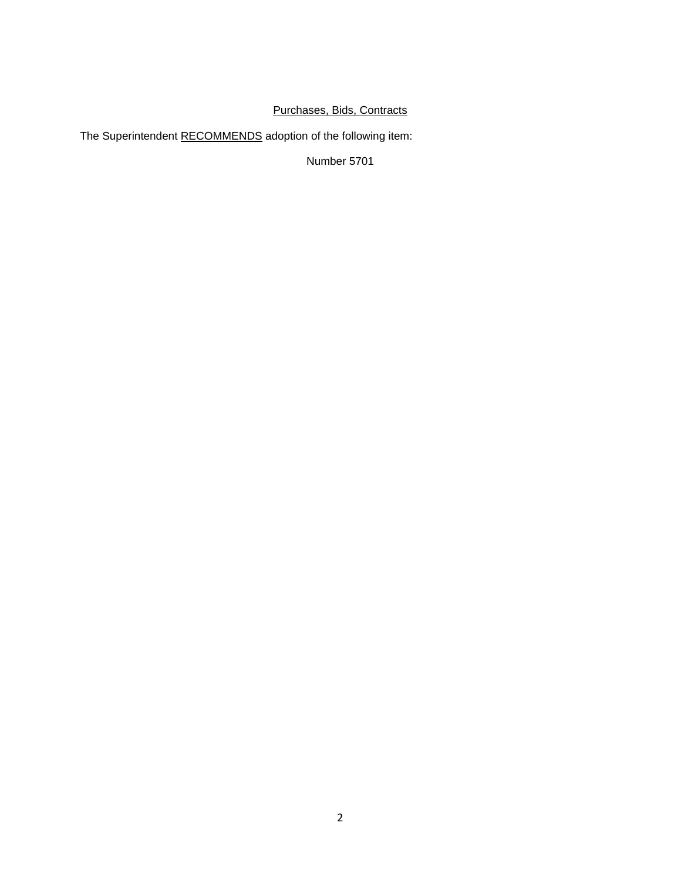Purchases, Bids, Contracts

The Superintendent RECOMMENDS adoption of the following item:

Number 5701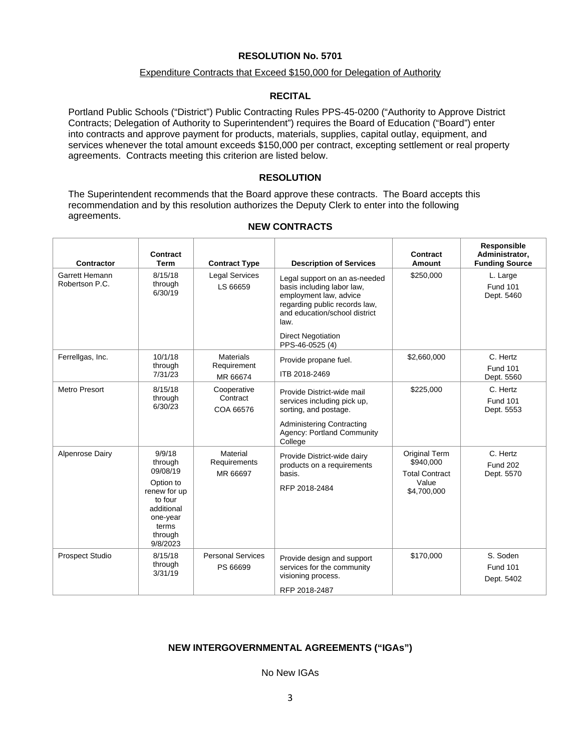# RESOLUTION No. 5701

Expenditure Contracts that Exceed $150,000 for Delegation of Authority

## RECITAL

Portland Public Schools ("District") Public Contracting Rules PPS-45-0200 ("Authority to Approve District Contracts; Delegation of Authority to Superintendent") requires the Board of Education ("Board") enter into contracts and approve payment for products, materials, supplies, capital outlay, equipment, and services whenever the total amount exceeds $150,000 per contract, excepting settlement or real property agreements. Contracts meeting this criterion are listed below.

## RESOLUTION

The Superintendent recommends that the Board approve these contracts. The Board accepts this recommendation and by this resolution authorizes the Deputy Clerk to enter into the following agreements.

## NEW CONTRACTS

| Contractor | Contract Term | Contract Type | Description of Services | Contract Amount | Responsible Administrator, Funding Source |
|---|---|---|---|---|---|
| Garrett Hemann Robertson P.C. | 8/15/18 through 6/30/19 | Legal Services LS 66659 | Legal support on an as-needed basis including labor law, employment law, advice regarding public records law, and education/school district law. Direct Negotiation PPS-46-0525 (4) | $250,000 | L. Large Fund 101 Dept. 5460 |
| Ferrellgas, Inc. | 10/1/18 through 7/31/23 | Materials Requirement MR 66674 | Provide propane fuel. ITB 2018-2469 | $2,660,000 | C. Hertz Fund 101 Dept. 5560 |
| Metro Presort | 8/15/18 through 6/30/23 | Cooperative Contract COA 66576 | Provide District-wide mail services including pick up, sorting, and postage. Administering Contracting Agency: Portland Community College | $225,000 | C. Hertz Fund 101 Dept. 5553 |
| Alpenrose Dairy | 9/9/18 through 09/08/19 Option to renew for up to four additional one-year terms through 9/8/2023 | Material Requirements MR 66697 | Provide District-wide dairy products on a requirements basis. RFP 2018-2484 | Original Term $940,000 Total Contract Value $4,700,000 | C. Hertz Fund 202 Dept. 5570 |
| Prospect Studio | 8/15/18 through 3/31/19 | Personal Services PS 66699 | Provide design and support services for the community visioning process. RFP 2018-2487 | $170,000 | S. Soden Fund 101 Dept. 5402 |

## NEW INTERGOVERNMENTAL AGREEMENTS ("IGAs")

No New IGAs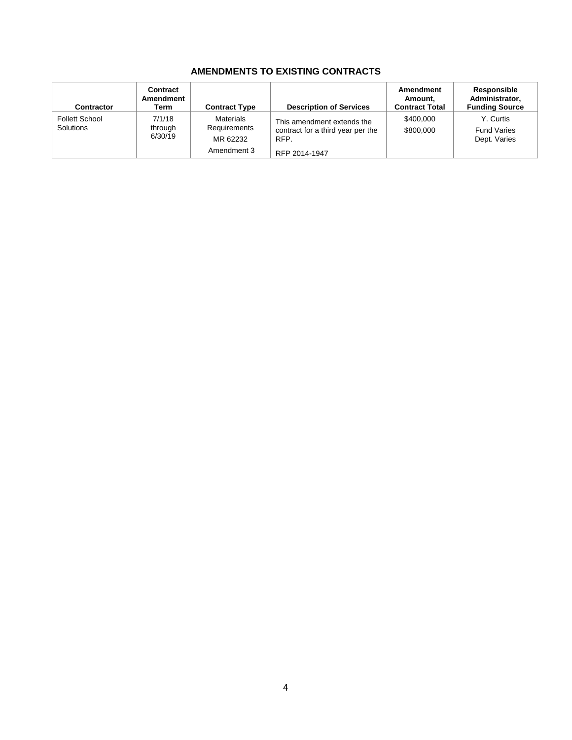## AMENDMENTS TO EXISTING CONTRACTS

| Contractor | Contract Amendment Term | Contract Type | Description of Services | Amendment Amount, Contract Total | Responsible Administrator, Funding Source |
|---|---|---|---|---|---|
| Follett School Solutions | 7/1/18 through 6/30/19 | Materials Requirements<br>MR 62232<br>Amendment 3 | This amendment extends the contract for a third year per the RFP.<br>RFP 2014-1947 | \$400,000<br>\$800,000 | Y. Curtis<br>Fund Varies<br>Dept. Varies |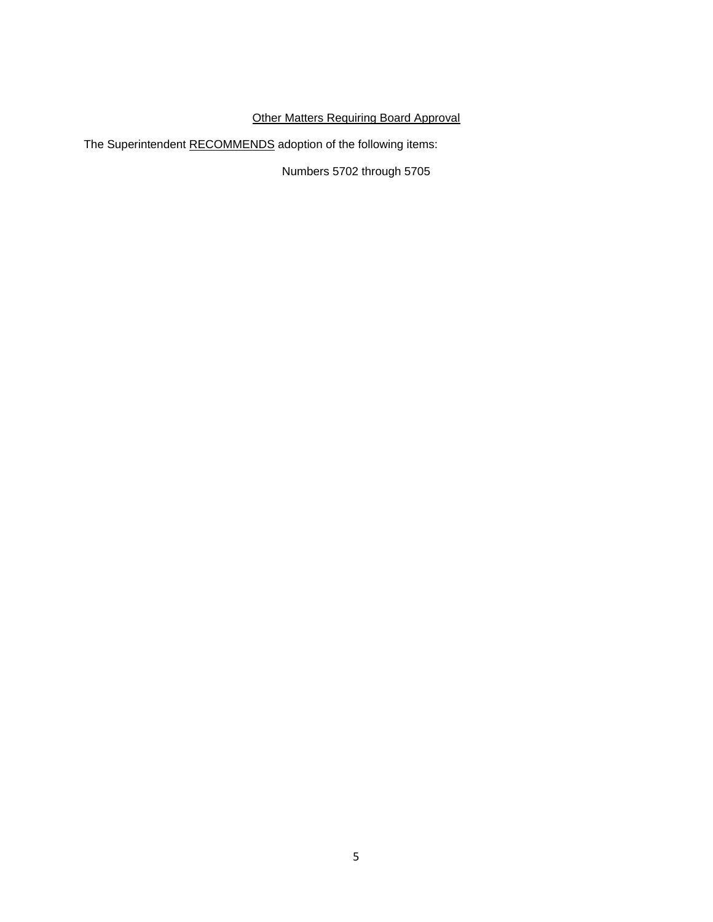<u>Other Matters Requiring Board Approval</u>

The Superintendent <u>RECOMMENDS</u> adoption of the following items:

Numbers 5702 through 5705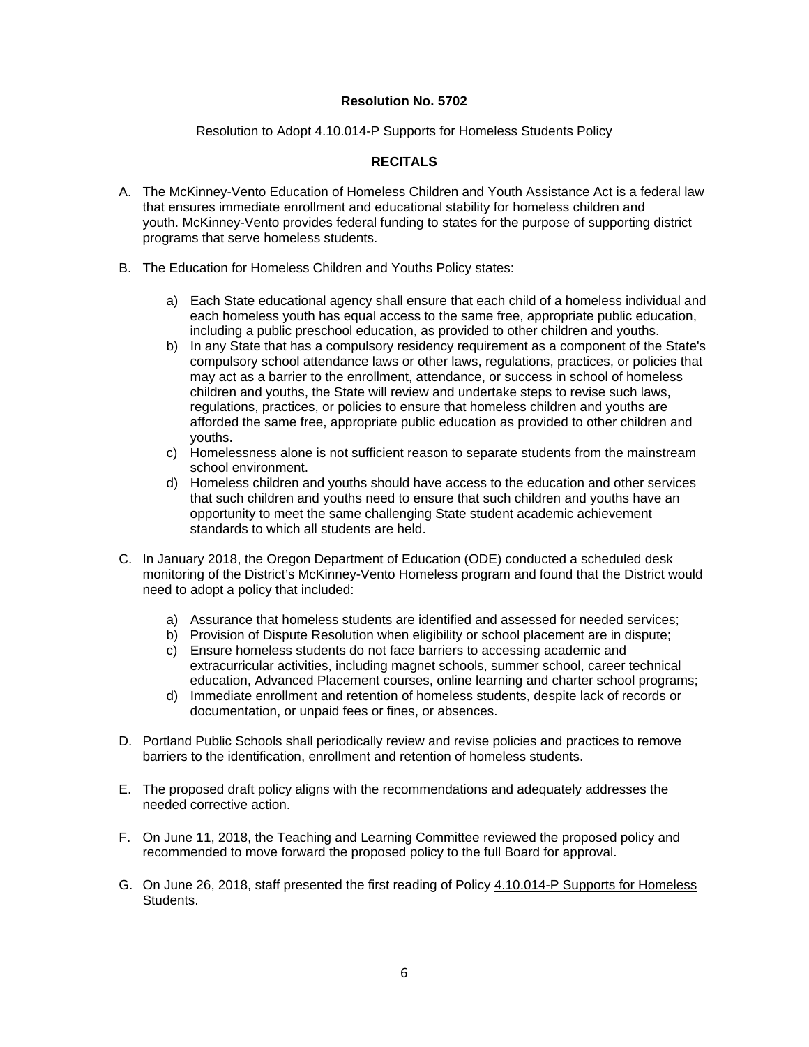**Resolution No. 5702**

Resolution to Adopt 4.10.014-P Supports for Homeless Students Policy

**RECITALS**

A. The McKinney-Vento Education of Homeless Children and Youth Assistance Act is a federal law that ensures immediate enrollment and educational stability for homeless children and youth. McKinney-Vento provides federal funding to states for the purpose of supporting district programs that serve homeless students.

B. The Education for Homeless Children and Youths Policy states:

   a) Each State educational agency shall ensure that each child of a homeless individual and each homeless youth has equal access to the same free, appropriate public education, including a public preschool education, as provided to other children and youths.
   b) In any State that has a compulsory residency requirement as a component of the State's compulsory school attendance laws or other laws, regulations, practices, or policies that may act as a barrier to the enrollment, attendance, or success in school of homeless children and youths, the State will review and undertake steps to revise such laws, regulations, practices, or policies to ensure that homeless children and youths are afforded the same free, appropriate public education as provided to other children and youths.
   c) Homelessness alone is not sufficient reason to separate students from the mainstream school environment.
   d) Homeless children and youths should have access to the education and other services that such children and youths need to ensure that such children and youths have an opportunity to meet the same challenging State student academic achievement standards to which all students are held.

C. In January 2018, the Oregon Department of Education (ODE) conducted a scheduled desk monitoring of the District's McKinney-Vento Homeless program and found that the District would need to adopt a policy that included:

   a) Assurance that homeless students are identified and assessed for needed services;
   b) Provision of Dispute Resolution when eligibility or school placement are in dispute;
   c) Ensure homeless students do not face barriers to accessing academic and extracurricular activities, including magnet schools, summer school, career technical education, Advanced Placement courses, online learning and charter school programs;
   d) Immediate enrollment and retention of homeless students, despite lack of records or documentation, or unpaid fees or fines, or absences.

D. Portland Public Schools shall periodically review and revise policies and practices to remove barriers to the identification, enrollment and retention of homeless students.

E. The proposed draft policy aligns with the recommendations and adequately addresses the needed corrective action.

F. On June 11, 2018, the Teaching and Learning Committee reviewed the proposed policy and recommended to move forward the proposed policy to the full Board for approval.

G. On June 26, 2018, staff presented the first reading of Policy 4.10.014-P Supports for Homeless Students.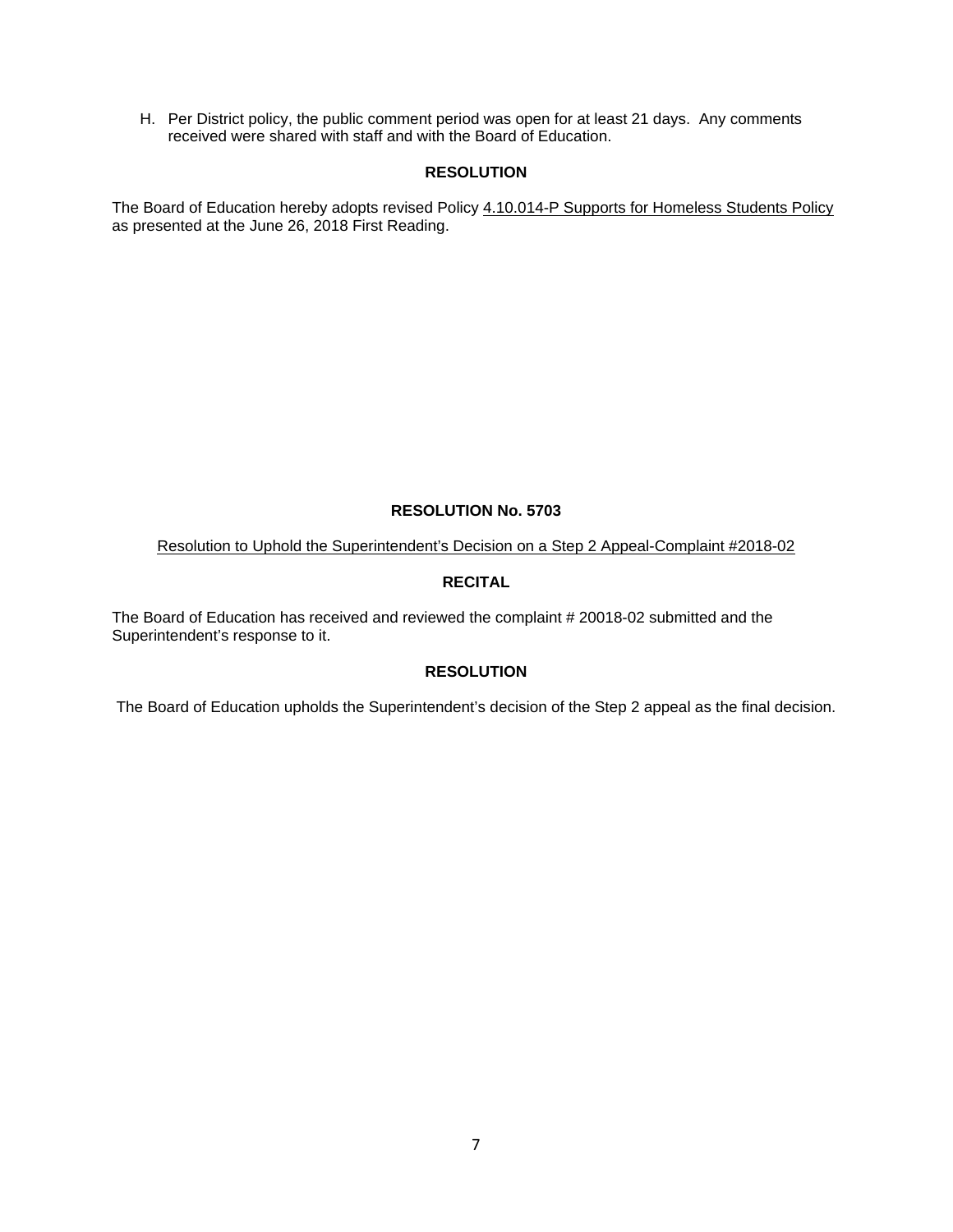H. Per District policy, the public comment period was open for at least 21 days. Any comments received were shared with staff and with the Board of Education.

**RESOLUTION**

The Board of Education hereby adopts revised Policy 4.10.014-P Supports for Homeless Students Policy as presented at the June 26, 2018 First Reading.

**RESOLUTION No. 5703**

Resolution to Uphold the Superintendent's Decision on a Step 2 Appeal-Complaint #2018-02

**RECITAL**

The Board of Education has received and reviewed the complaint # 20018-02 submitted and the Superintendent's response to it.

**RESOLUTION**

The Board of Education upholds the Superintendent's decision of the Step 2 appeal as the final decision.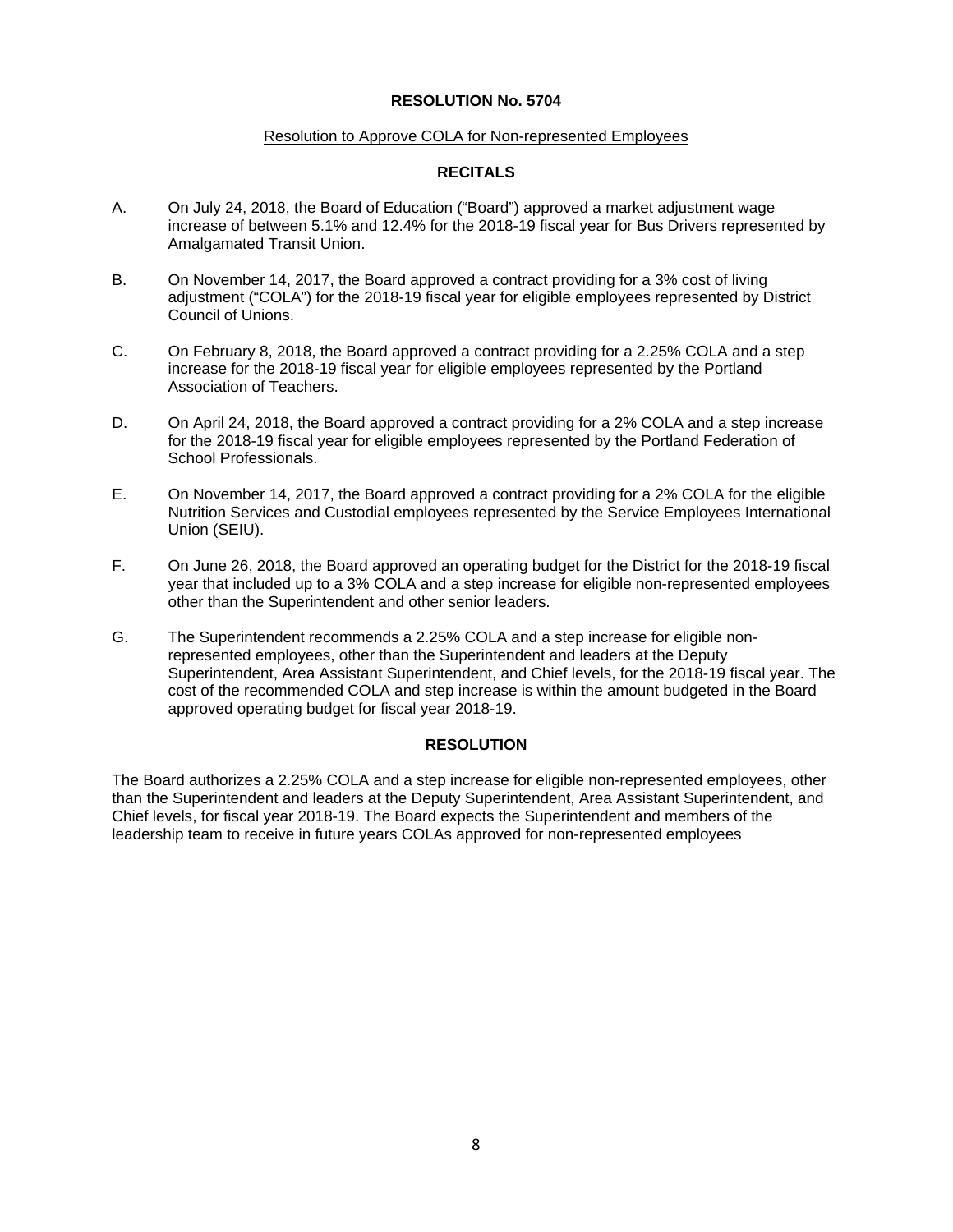**RESOLUTION No. 5704**

Resolution to Approve COLA for Non-represented Employees

**RECITALS**

A. On July 24, 2018, the Board of Education ("Board") approved a market adjustment wage increase of between 5.1% and 12.4% for the 2018-19 fiscal year for Bus Drivers represented by Amalgamated Transit Union.

B. On November 14, 2017, the Board approved a contract providing for a 3% cost of living adjustment ("COLA") for the 2018-19 fiscal year for eligible employees represented by District Council of Unions.

C. On February 8, 2018, the Board approved a contract providing for a 2.25% COLA and a step increase for the 2018-19 fiscal year for eligible employees represented by the Portland Association of Teachers.

D. On April 24, 2018, the Board approved a contract providing for a 2% COLA and a step increase for the 2018-19 fiscal year for eligible employees represented by the Portland Federation of School Professionals.

E. On November 14, 2017, the Board approved a contract providing for a 2% COLA for the eligible Nutrition Services and Custodial employees represented by the Service Employees International Union (SEIU).

F. On June 26, 2018, the Board approved an operating budget for the District for the 2018-19 fiscal year that included up to a 3% COLA and a step increase for eligible non-represented employees other than the Superintendent and other senior leaders.

G. The Superintendent recommends a 2.25% COLA and a step increase for eligible non-represented employees, other than the Superintendent and leaders at the Deputy Superintendent, Area Assistant Superintendent, and Chief levels, for the 2018-19 fiscal year. The cost of the recommended COLA and step increase is within the amount budgeted in the Board approved operating budget for fiscal year 2018-19.

**RESOLUTION**

The Board authorizes a 2.25% COLA and a step increase for eligible non-represented employees, other than the Superintendent and leaders at the Deputy Superintendent, Area Assistant Superintendent, and Chief levels, for fiscal year 2018-19. The Board expects the Superintendent and members of the leadership team to receive in future years COLAs approved for non-represented employees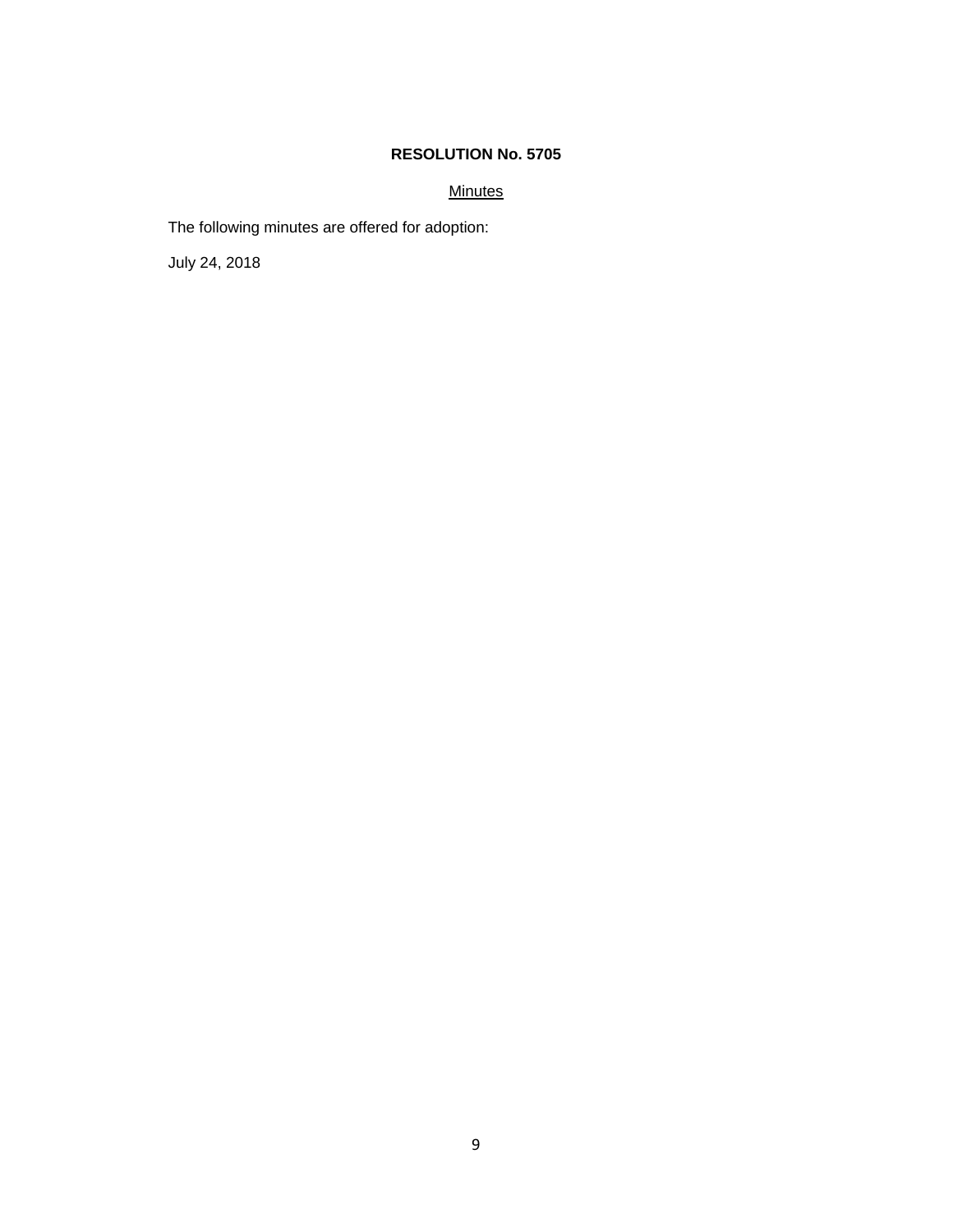**RESOLUTION No. 5705**

Minutes

The following minutes are offered for adoption:

July 24, 2018